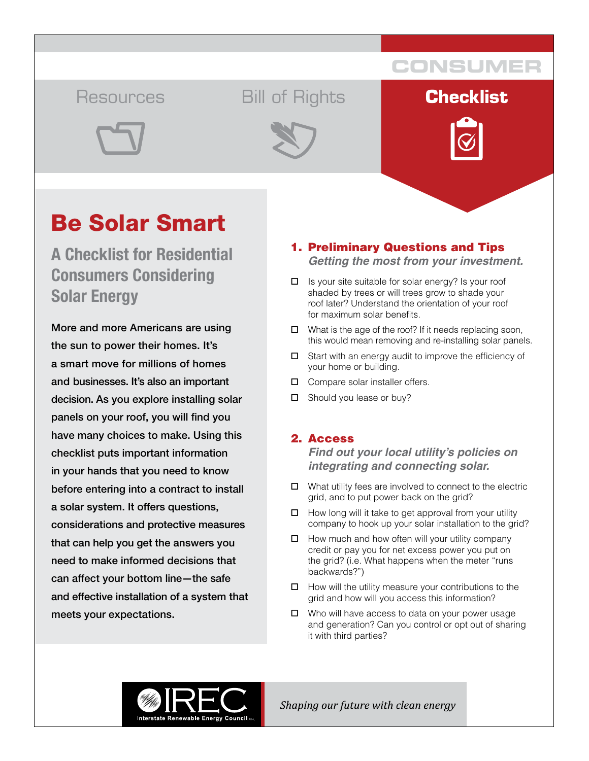CONSUMER

Resources

Bill of Rights

**Checklist**

# Be Solar Smart

## A Checklist for Residential Consumers Considering Solar Energy

More and more Americans are using the sun to power their homes. It's a smart move for millions of homes and businesses. It's also an important decision. As you explore installing solar panels on your roof, you will find you have many choices to make. Using this checklist puts important information in your hands that you need to know before entering into a contract to install a solar system. It offers questions, considerations and protective measures that can help you get the answers you need to make informed decisions that can affect your bottom line—the safe and effective installation of a system that meets your expectations.

### 1. Preliminary Questions and Tips

***Getting the most from your investment.***

- ☐ Is your site suitable for solar energy? Is your roof shaded by trees or will trees grow to shade your roof later? Understand the orientation of your roof for maximum solar benefits.
- ☐ What is the age of the roof? If it needs replacing soon, this would mean removing and re-installing solar panels.
- ☐ Start with an energy audit to improve the efficiency of your home or building.
- ☐ Compare solar installer offers.
- ☐ Should you lease or buy?

### 2. Access

***Find out your local utility's policies on integrating and connecting solar.***

- ☐ What utility fees are involved to connect to the electric grid, and to put power back on the grid?
- ☐ How long will it take to get approval from your utility company to hook up your solar installation to the grid?
- ☐ How much and how often will your utility company credit or pay you for net excess power you put on the grid? (i.e. What happens when the meter "runs backwards?")
- ☐ How will the utility measure your contributions to the grid and how will you access this information?
- ☐ Who will have access to data on your power usage and generation? Can you control or opt out of sharing it with third parties?

IREC Interstate Renewable Energy Council Inc.

*Shaping our future with clean energy*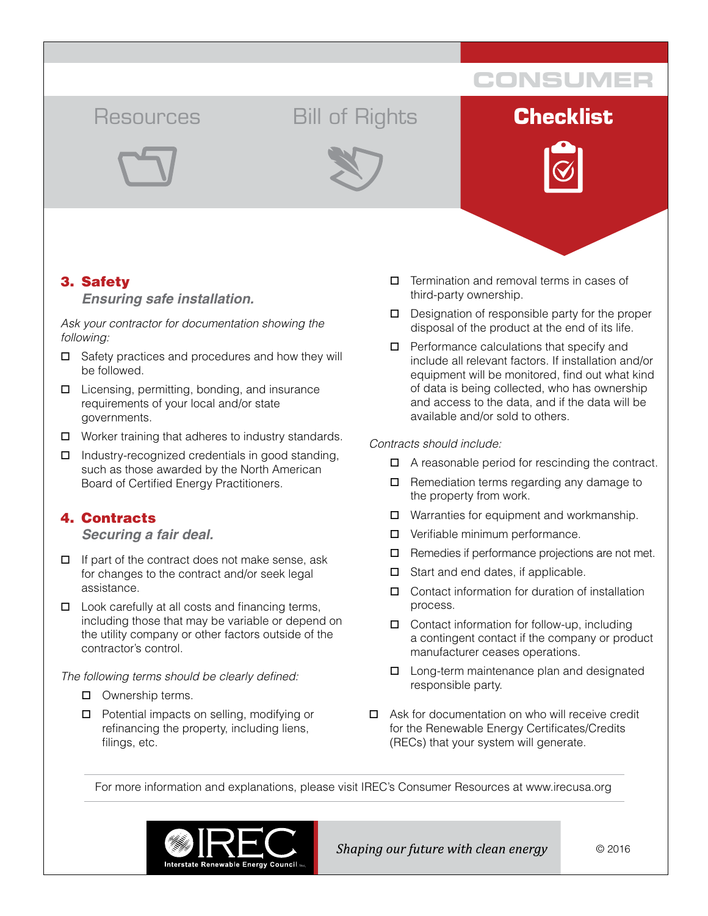CONSUMER

Resources | Bill of Rights | **Checklist**

### 3. Safety

***Ensuring safe installation.***

*Ask your contractor for documentation showing the following:*

- ☐ Safety practices and procedures and how they will be followed.
- ☐ Licensing, permitting, bonding, and insurance requirements of your local and/or state governments.
- ☐ Worker training that adheres to industry standards.
- ☐ Industry-recognized credentials in good standing, such as those awarded by the North American Board of Certified Energy Practitioners.

### 4. Contracts

***Securing a fair deal.***

- ☐ If part of the contract does not make sense, ask for changes to the contract and/or seek legal assistance.
- ☐ Look carefully at all costs and financing terms, including those that may be variable or depend on the utility company or other factors outside of the contractor's control.

*The following terms should be clearly defined:*

- ☐ Ownership terms.
- ☐ Potential impacts on selling, modifying or refinancing the property, including liens, filings, etc.
- ☐ Termination and removal terms in cases of third-party ownership.
- ☐ Designation of responsible party for the proper disposal of the product at the end of its life.
- ☐ Performance calculations that specify and include all relevant factors. If installation and/or equipment will be monitored, find out what kind of data is being collected, who has ownership and access to the data, and if the data will be available and/or sold to others.

*Contracts should include:*

- ☐ A reasonable period for rescinding the contract.
- ☐ Remediation terms regarding any damage to the property from work.
- ☐ Warranties for equipment and workmanship.
- ☐ Verifiable minimum performance.
- ☐ Remedies if performance projections are not met.
- ☐ Start and end dates, if applicable.
- ☐ Contact information for duration of installation process.
- ☐ Contact information for follow-up, including a contingent contact if the company or product manufacturer ceases operations.
- ☐ Long-term maintenance plan and designated responsible party.

- ☐ Ask for documentation on who will receive credit for the Renewable Energy Certificates/Credits (RECs) that your system will generate.

For more information and explanations, please visit IREC's Consumer Resources at www.irecusa.org

IREC Interstate Renewable Energy Council Inc.

*Shaping our future with clean energy*

© 2016